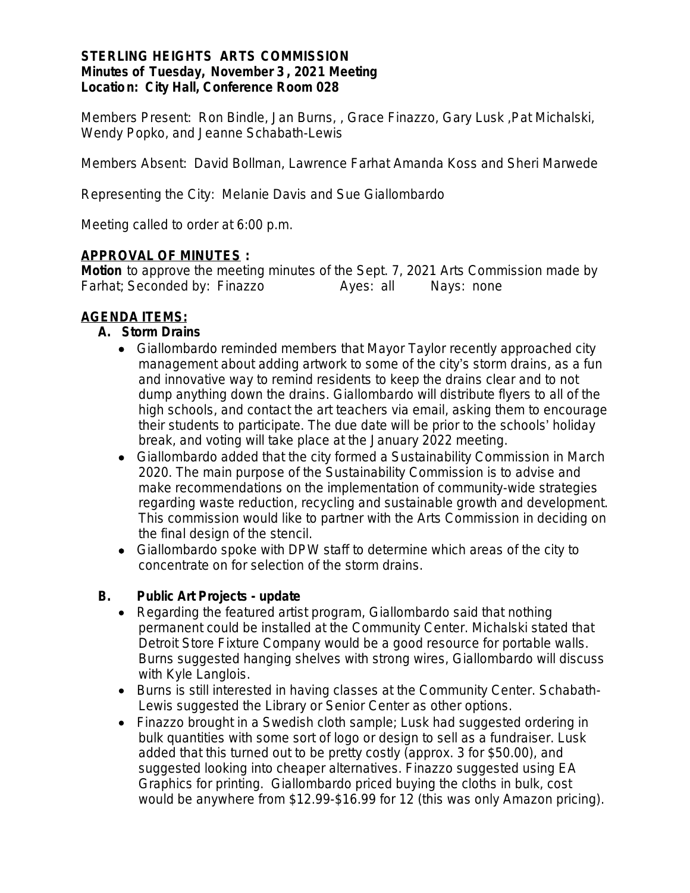**STERLING HEIGHTS ARTS COMMISSION**
**Minutes of Tuesday, November 3 , 2021 Meeting**
**Location: City Hall, Conference Room 028**

Members Present: Ron Bindle, Jan Burns, , Grace Finazzo, Gary Lusk ,Pat Michalski, Wendy Popko, and Jeanne Schabath-Lewis

Members Absent: David Bollman, Lawrence Farhat Amanda Koss and Sheri Marwede

Representing the City: Melanie Davis and Sue Giallombardo

Meeting called to order at 6:00 p.m.

## APPROVAL OF MINUTES :

**Motion** to approve the meeting minutes of the Sept. 7, 2021 Arts Commission made by Farhat; Seconded by: Finazzo          Ayes: all          Nays: none

## AGENDA ITEMS:

### A. Storm Drains

- Giallombardo reminded members that Mayor Taylor recently approached city management about adding artwork to some of the city's storm drains, as a fun and innovative way to remind residents to keep the drains clear and to not dump anything down the drains. Giallombardo will distribute flyers to all of the high schools, and contact the art teachers via email, asking them to encourage their students to participate. The due date will be prior to the schools' holiday break, and voting will take place at the January 2022 meeting.
- Giallombardo added that the city formed a Sustainability Commission in March 2020. The main purpose of the Sustainability Commission is to advise and make recommendations on the implementation of community-wide strategies regarding waste reduction, recycling and sustainable growth and development. This commission would like to partner with the Arts Commission in deciding on the final design of the stencil.
- Giallombardo spoke with DPW staff to determine which areas of the city to concentrate on for selection of the storm drains.

### B. Public Art Projects - update

- Regarding the featured artist program, Giallombardo said that nothing permanent could be installed at the Community Center. Michalski stated that Detroit Store Fixture Company would be a good resource for portable walls. Burns suggested hanging shelves with strong wires, Giallombardo will discuss with Kyle Langlois.
- Burns is still interested in having classes at the Community Center. Schabath-Lewis suggested the Library or Senior Center as other options.
- Finazzo brought in a Swedish cloth sample; Lusk had suggested ordering in bulk quantities with some sort of logo or design to sell as a fundraiser. Lusk added that this turned out to be pretty costly (approx. 3 for $50.00), and suggested looking into cheaper alternatives. Finazzo suggested using EA Graphics for printing. Giallombardo priced buying the cloths in bulk, cost would be anywhere from $12.99-$16.99 for 12 (this was only Amazon pricing).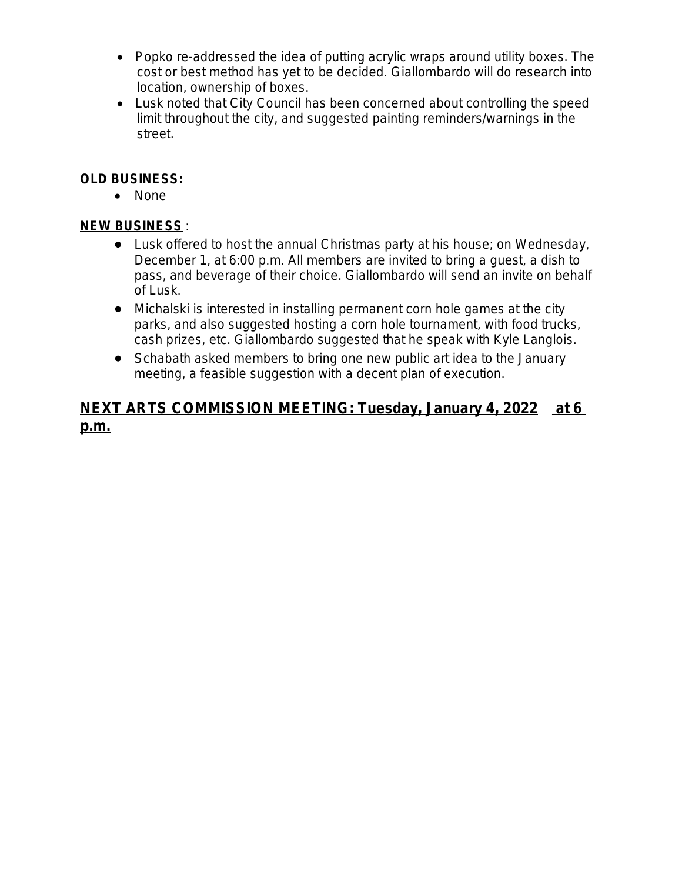- Popko re-addressed the idea of putting acrylic wraps around utility boxes. The cost or best method has yet to be decided. Giallombardo will do research into location, ownership of boxes.
- Lusk noted that City Council has been concerned about controlling the speed limit throughout the city, and suggested painting reminders/warnings in the street.

**OLD BUSINESS:**

- None

**NEW BUSINESS** :

- Lusk offered to host the annual Christmas party at his house; on Wednesday, December 1, at 6:00 p.m. All members are invited to bring a guest, a dish to pass, and beverage of their choice. Giallombardo will send an invite on behalf of Lusk.
- Michalski is interested in installing permanent corn hole games at the city parks, and also suggested hosting a corn hole tournament, with food trucks, cash prizes, etc. Giallombardo suggested that he speak with Kyle Langlois.
- Schabath asked members to bring one new public art idea to the January meeting, a feasible suggestion with a decent plan of execution.

## NEXT ARTS COMMISSION MEETING: Tuesday, January 4, 2022 at 6 p.m.